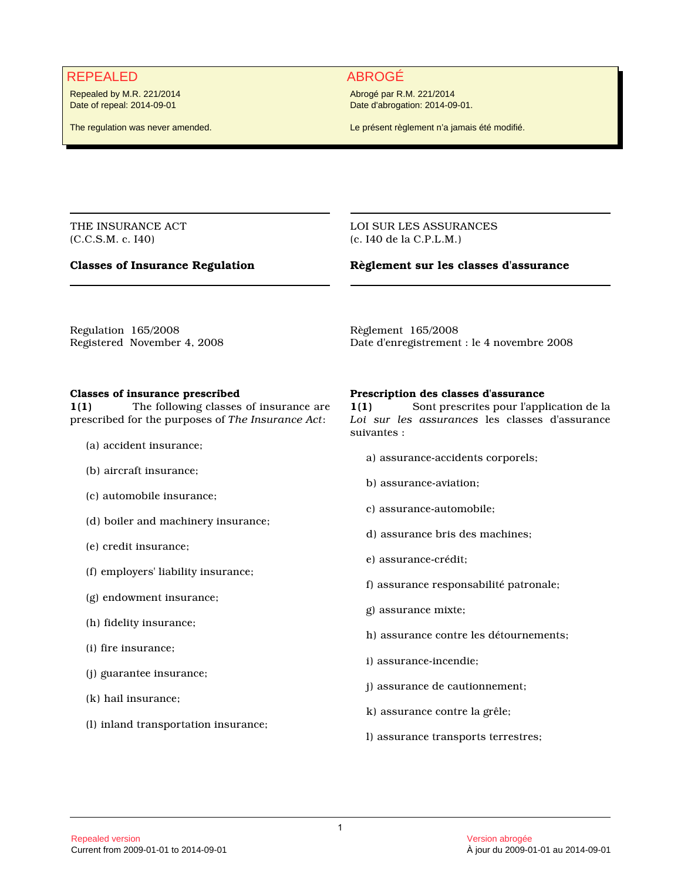**REPEALED**

Repealed by M.R. 221/2014
Date of repeal: 2014-09-01

The regulation was never amended.

**ABROGÉ**

Abrogé par R.M. 221/2014
Date d'abrogation: 2014-09-01.

Le présent règlement n'a jamais été modifié.

---

THE INSURANCE ACT
(C.C.S.M. c. I40)

## Classes of Insurance Regulation

Regulation 165/2008
Registered November 4, 2008

### Classes of insurance prescribed

**1(1)** The following classes of insurance are prescribed for the purposes of *The Insurance Act*:

(a) accident insurance;

(b) aircraft insurance;

(c) automobile insurance;

(d) boiler and machinery insurance;

(e) credit insurance;

(f) employers' liability insurance;

(g) endowment insurance;

(h) fidelity insurance;

(i) fire insurance;

(j) guarantee insurance;

(k) hail insurance;

(l) inland transportation insurance;

---

LOI SUR LES ASSURANCES
(c. I40 de la C.P.L.M.)

## Règlement sur les classes d'assurance

Règlement 165/2008
Date d'enregistrement : le 4 novembre 2008

### Prescription des classes d'assurance

**1(1)** Sont prescrites pour l'application de la *Loi sur les assurances* les classes d'assurance suivantes :

a) assurance-accidents corporels;

b) assurance-aviation;

c) assurance-automobile;

d) assurance bris des machines;

e) assurance-crédit;

f) assurance responsabilité patronale;

g) assurance mixte;

h) assurance contre les détournements;

i) assurance-incendie;

j) assurance de cautionnement;

k) assurance contre la grêle;

l) assurance transports terrestres;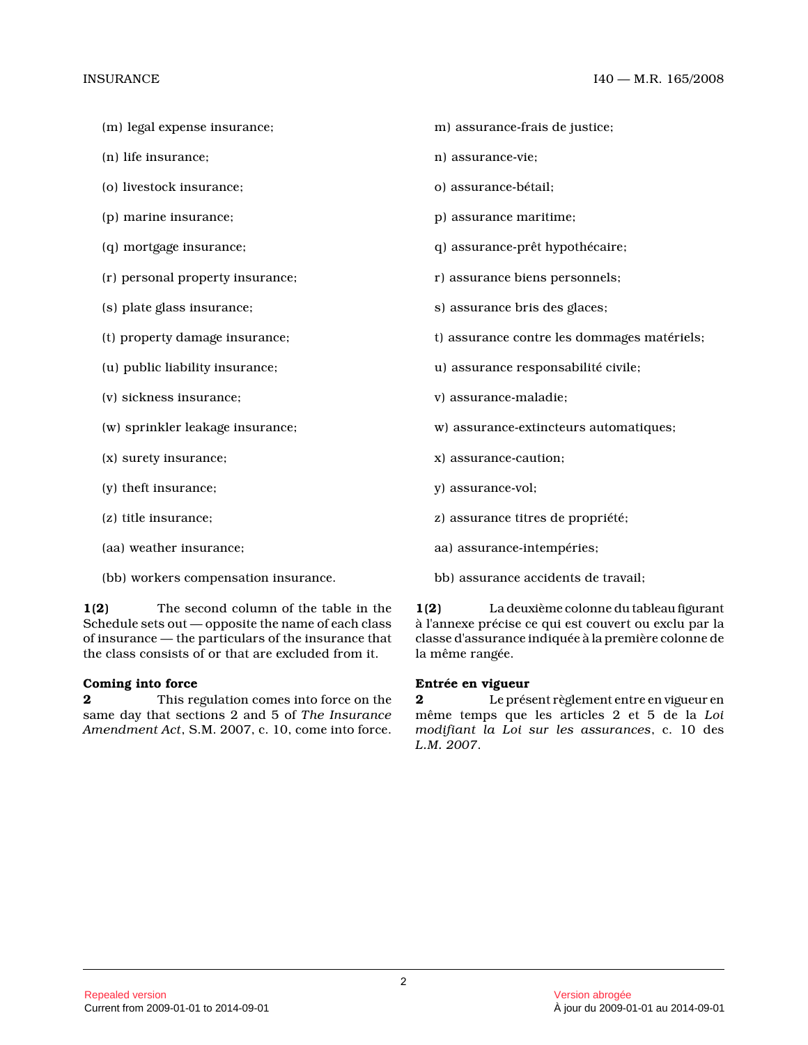(m) legal expense insurance;

(n) life insurance;

(o) livestock insurance;

(p) marine insurance;

(q) mortgage insurance;

(r) personal property insurance;

(s) plate glass insurance;

(t) property damage insurance;

(u) public liability insurance;

(v) sickness insurance;

(w) sprinkler leakage insurance;

(x) surety insurance;

(y) theft insurance;

(z) title insurance;

(aa) weather insurance;

(bb) workers compensation insurance.

**1(2)** The second column of the table in the Schedule sets out — opposite the name of each class of insurance — the particulars of the insurance that the class consists of or that are excluded from it.

**Coming into force**

**2** This regulation comes into force on the same day that sections 2 and 5 of *The Insurance Amendment Act*, S.M. 2007, c. 10, come into force.

m) assurance-frais de justice;

n) assurance-vie;

o) assurance-bétail;

p) assurance maritime;

q) assurance-prêt hypothécaire;

r) assurance biens personnels;

s) assurance bris des glaces;

t) assurance contre les dommages matériels;

u) assurance responsabilité civile;

v) assurance-maladie;

w) assurance-extincteurs automatiques;

x) assurance-caution;

y) assurance-vol;

z) assurance titres de propriété;

aa) assurance-intempéries;

bb) assurance accidents de travail;

**1(2)** La deuxième colonne du tableau figurant à l'annexe précise ce qui est couvert ou exclu par la classe d'assurance indiquée à la première colonne de la même rangée.

**Entrée en vigueur**

**2** Le présent règlement entre en vigueur en même temps que les articles 2 et 5 de la *Loi modifiant la Loi sur les assurances*, c. 10 des *L.M. 2007*.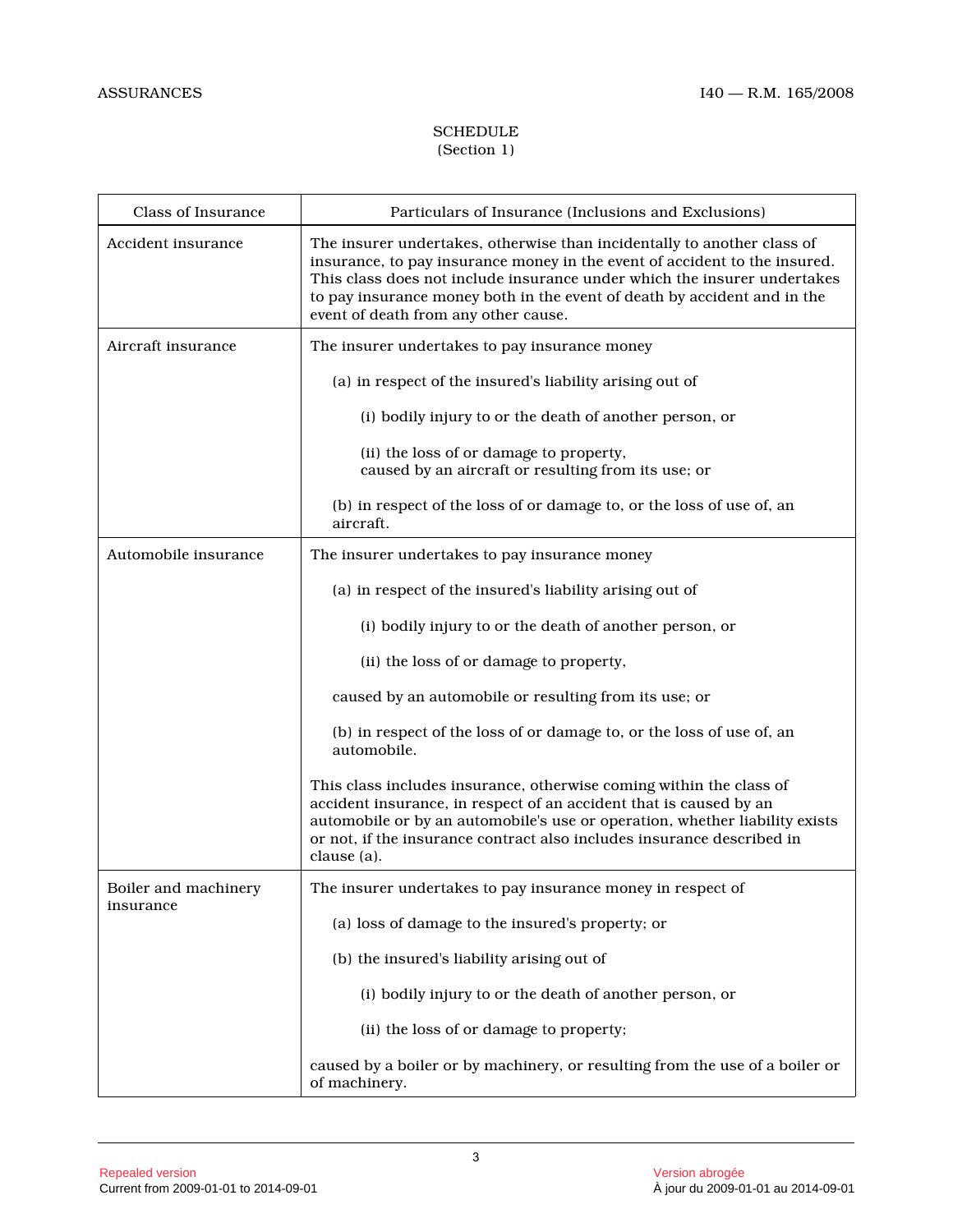SCHEDULE
(Section 1)

| Class of Insurance | Particulars of Insurance (Inclusions and Exclusions) |
|---|---|
| Accident insurance | The insurer undertakes, otherwise than incidentally to another class of insurance, to pay insurance money in the event of accident to the insured. This class does not include insurance under which the insurer undertakes to pay insurance money both in the event of death by accident and in the event of death from any other cause. |
| Aircraft insurance | The insurer undertakes to pay insurance money<br><br>(a) in respect of the insured's liability arising out of<br><br>(i) bodily injury to or the death of another person, or<br><br>(ii) the loss of or damage to property,<br>caused by an aircraft or resulting from its use; or<br><br>(b) in respect of the loss of or damage to, or the loss of use of, an aircraft. |
| Automobile insurance | The insurer undertakes to pay insurance money<br><br>(a) in respect of the insured's liability arising out of<br><br>(i) bodily injury to or the death of another person, or<br><br>(ii) the loss of or damage to property,<br><br>caused by an automobile or resulting from its use; or<br><br>(b) in respect of the loss of or damage to, or the loss of use of, an automobile.<br><br>This class includes insurance, otherwise coming within the class of accident insurance, in respect of an accident that is caused by an automobile or by an automobile's use or operation, whether liability exists or not, if the insurance contract also includes insurance described in clause (a). |
| Boiler and machinery insurance | The insurer undertakes to pay insurance money in respect of<br><br>(a) loss of damage to the insured's property; or<br><br>(b) the insured's liability arising out of<br><br>(i) bodily injury to or the death of another person, or<br><br>(ii) the loss of or damage to property;<br><br>caused by a boiler or by machinery, or resulting from the use of a boiler or of machinery. |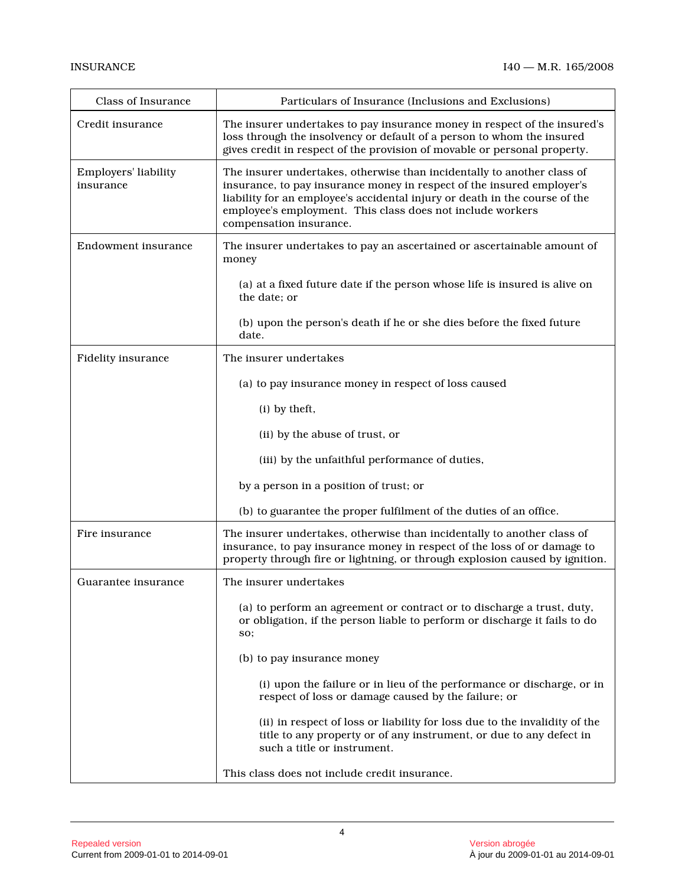| Class of Insurance | Particulars of Insurance (Inclusions and Exclusions) |
|---|---|
| Credit insurance | The insurer undertakes to pay insurance money in respect of the insured's loss through the insolvency or default of a person to whom the insured gives credit in respect of the provision of movable or personal property. |
| Employers' liability insurance | The insurer undertakes, otherwise than incidentally to another class of insurance, to pay insurance money in respect of the insured employer's liability for an employee's accidental injury or death in the course of the employee's employment. This class does not include workers compensation insurance. |
| Endowment insurance | The insurer undertakes to pay an ascertained or ascertainable amount of money<br><br>(a) at a fixed future date if the person whose life is insured is alive on the date; or<br><br>(b) upon the person's death if he or she dies before the fixed future date. |
| Fidelity insurance | The insurer undertakes<br><br>(a) to pay insurance money in respect of loss caused<br><br>(i) by theft,<br><br>(ii) by the abuse of trust, or<br><br>(iii) by the unfaithful performance of duties,<br><br>by a person in a position of trust; or<br><br>(b) to guarantee the proper fulfilment of the duties of an office. |
| Fire insurance | The insurer undertakes, otherwise than incidentally to another class of insurance, to pay insurance money in respect of the loss of or damage to property through fire or lightning, or through explosion caused by ignition. |
| Guarantee insurance | The insurer undertakes<br><br>(a) to perform an agreement or contract or to discharge a trust, duty, or obligation, if the person liable to perform or discharge it fails to do so;<br><br>(b) to pay insurance money<br><br>(i) upon the failure or in lieu of the performance or discharge, or in respect of loss or damage caused by the failure; or<br><br>(ii) in respect of loss or liability for loss due to the invalidity of the title to any property or of any instrument, or due to any defect in such a title or instrument.<br><br>This class does not include credit insurance. |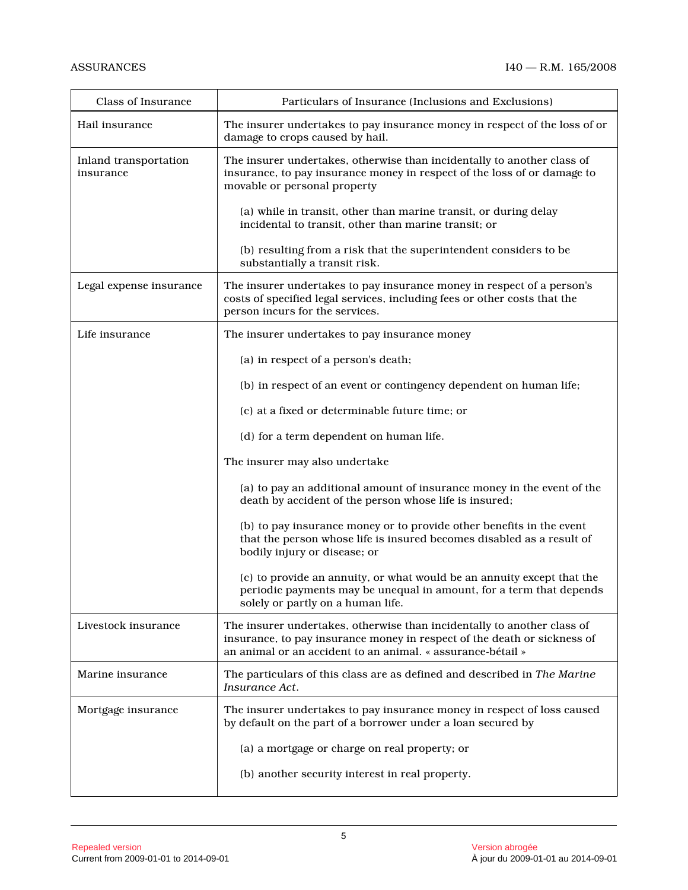| Class of Insurance | Particulars of Insurance (Inclusions and Exclusions) |
|---|---|
| Hail insurance | The insurer undertakes to pay insurance money in respect of the loss of or damage to crops caused by hail. |
| Inland transportation insurance | The insurer undertakes, otherwise than incidentally to another class of insurance, to pay insurance money in respect of the loss of or damage to movable or personal property<br><br>(a) while in transit, other than marine transit, or during delay incidental to transit, other than marine transit; or<br><br>(b) resulting from a risk that the superintendent considers to be substantially a transit risk. |
| Legal expense insurance | The insurer undertakes to pay insurance money in respect of a person's costs of specified legal services, including fees or other costs that the person incurs for the services. |
| Life insurance | The insurer undertakes to pay insurance money<br><br>(a) in respect of a person's death;<br><br>(b) in respect of an event or contingency dependent on human life;<br><br>(c) at a fixed or determinable future time; or<br><br>(d) for a term dependent on human life.<br><br>The insurer may also undertake<br><br>(a) to pay an additional amount of insurance money in the event of the death by accident of the person whose life is insured;<br><br>(b) to pay insurance money or to provide other benefits in the event that the person whose life is insured becomes disabled as a result of bodily injury or disease; or<br><br>(c) to provide an annuity, or what would be an annuity except that the periodic payments may be unequal in amount, for a term that depends solely or partly on a human life. |
| Livestock insurance | The insurer undertakes, otherwise than incidentally to another class of insurance, to pay insurance money in respect of the death or sickness of an animal or an accident to an animal. « assurance-bétail » |
| Marine insurance | The particulars of this class are as defined and described in *The Marine Insurance Act*. |
| Mortgage insurance | The insurer undertakes to pay insurance money in respect of loss caused by default on the part of a borrower under a loan secured by<br><br>(a) a mortgage or charge on real property; or<br><br>(b) another security interest in real property. |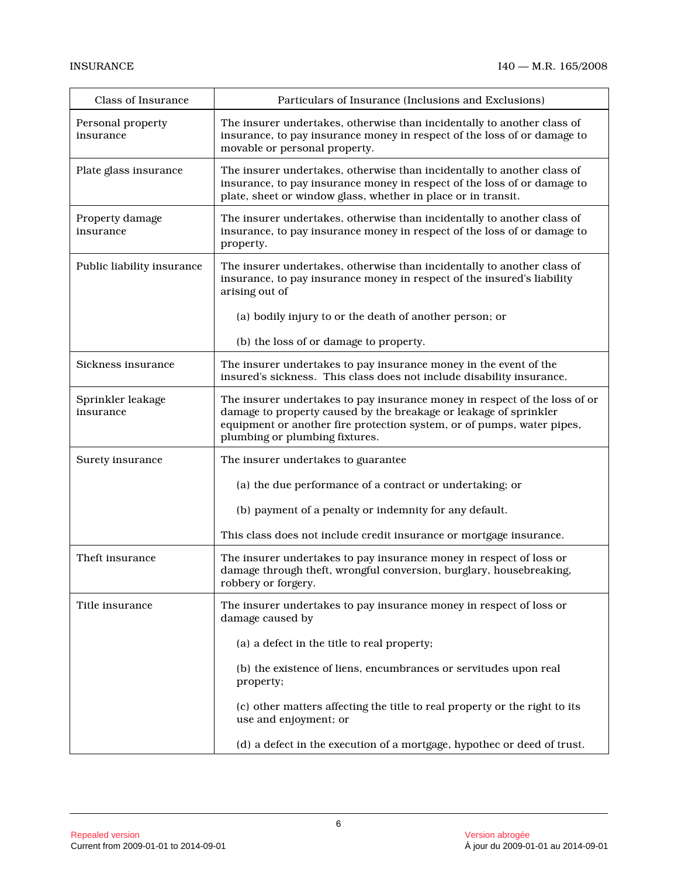| Class of Insurance | Particulars of Insurance (Inclusions and Exclusions) |
|---|---|
| Personal property insurance | The insurer undertakes, otherwise than incidentally to another class of insurance, to pay insurance money in respect of the loss of or damage to movable or personal property. |
| Plate glass insurance | The insurer undertakes, otherwise than incidentally to another class of insurance, to pay insurance money in respect of the loss of or damage to plate, sheet or window glass, whether in place or in transit. |
| Property damage insurance | The insurer undertakes, otherwise than incidentally to another class of insurance, to pay insurance money in respect of the loss of or damage to property. |
| Public liability insurance | The insurer undertakes, otherwise than incidentally to another class of insurance, to pay insurance money in respect of the insured's liability arising out of<br><br>(a) bodily injury to or the death of another person; or<br><br>(b) the loss of or damage to property. |
| Sickness insurance | The insurer undertakes to pay insurance money in the event of the insured's sickness. This class does not include disability insurance. |
| Sprinkler leakage insurance | The insurer undertakes to pay insurance money in respect of the loss of or damage to property caused by the breakage or leakage of sprinkler equipment or another fire protection system, or of pumps, water pipes, plumbing or plumbing fixtures. |
| Surety insurance | The insurer undertakes to guarantee<br><br>(a) the due performance of a contract or undertaking; or<br><br>(b) payment of a penalty or indemnity for any default.<br><br>This class does not include credit insurance or mortgage insurance. |
| Theft insurance | The insurer undertakes to pay insurance money in respect of loss or damage through theft, wrongful conversion, burglary, housebreaking, robbery or forgery. |
| Title insurance | The insurer undertakes to pay insurance money in respect of loss or damage caused by<br><br>(a) a defect in the title to real property;<br><br>(b) the existence of liens, encumbrances or servitudes upon real property;<br><br>(c) other matters affecting the title to real property or the right to its use and enjoyment; or<br><br>(d) a defect in the execution of a mortgage, hypothec or deed of trust. |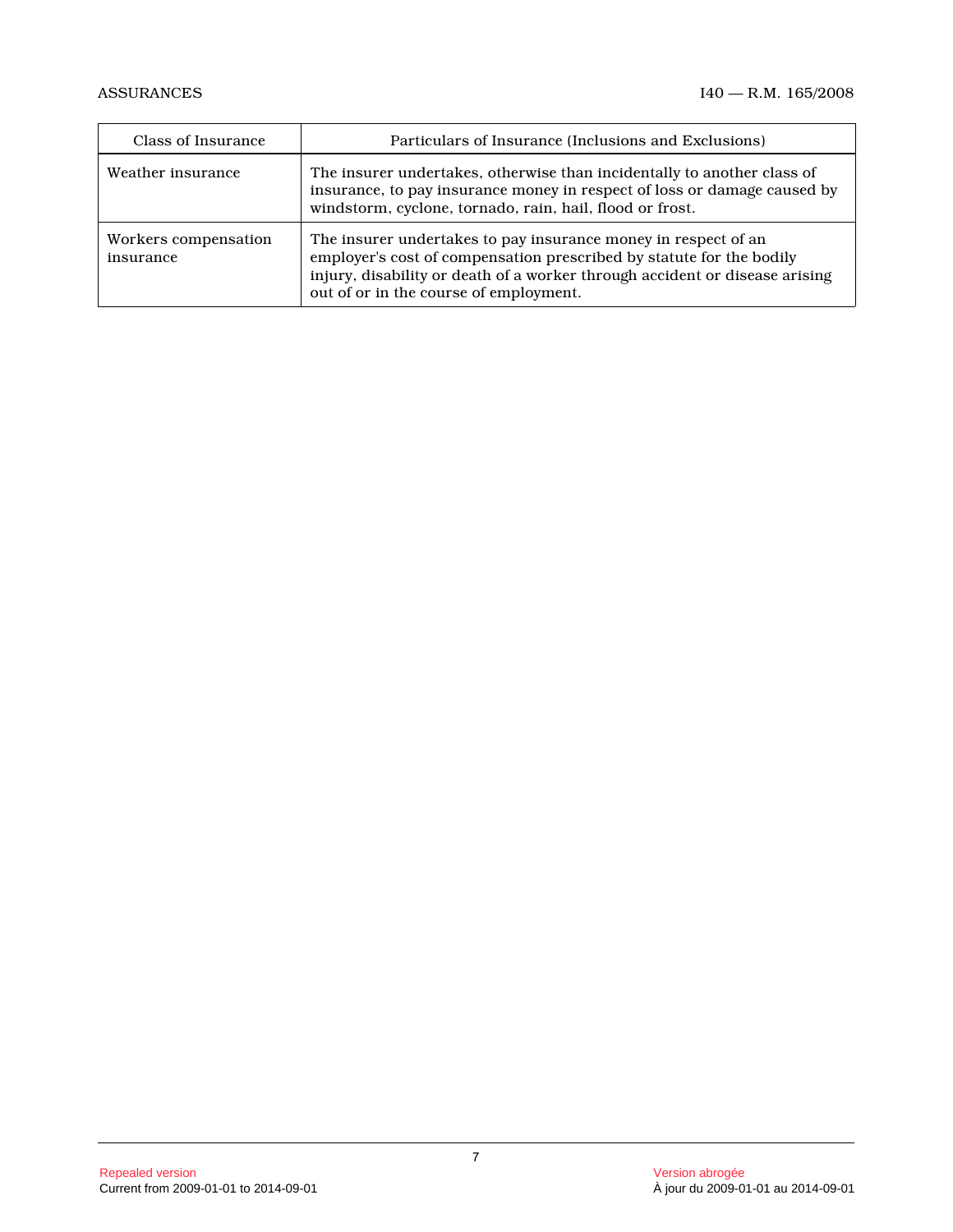| Class of Insurance | Particulars of Insurance (Inclusions and Exclusions) |
| --- | --- |
| Weather insurance | The insurer undertakes, otherwise than incidentally to another class of insurance, to pay insurance money in respect of loss or damage caused by windstorm, cyclone, tornado, rain, hail, flood or frost. |
| Workers compensation insurance | The insurer undertakes to pay insurance money in respect of an employer's cost of compensation prescribed by statute for the bodily injury, disability or death of a worker through accident or disease arising out of or in the course of employment. |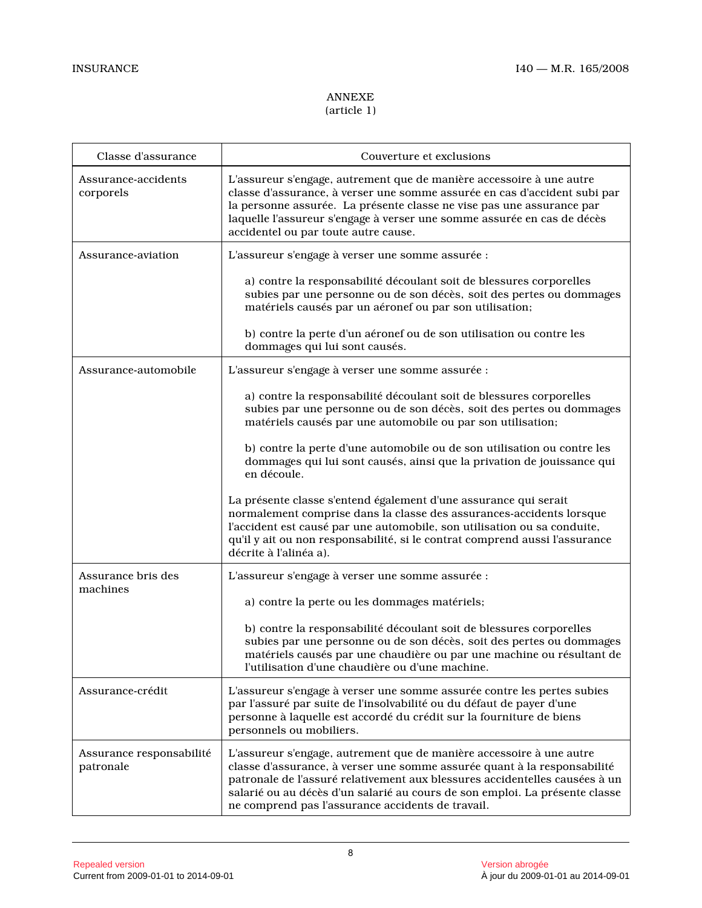ANNEXE
(article 1)

| Classe d'assurance | Couverture et exclusions |
|---|---|
| Assurance-accidents corporels | L'assureur s'engage, autrement que de manière accessoire à une autre classe d'assurance, à verser une somme assurée en cas d'accident subi par la personne assurée. La présente classe ne vise pas une assurance par laquelle l'assureur s'engage à verser une somme assurée en cas de décès accidentel ou par toute autre cause. |
| Assurance-aviation | L'assureur s'engage à verser une somme assurée :<br><br>a) contre la responsabilité découlant soit de blessures corporelles subies par une personne ou de son décès, soit des pertes ou dommages matériels causés par un aéronef ou par son utilisation;<br><br>b) contre la perte d'un aéronef ou de son utilisation ou contre les dommages qui lui sont causés. |
| Assurance-automobile | L'assureur s'engage à verser une somme assurée :<br><br>a) contre la responsabilité découlant soit de blessures corporelles subies par une personne ou de son décès, soit des pertes ou dommages matériels causés par une automobile ou par son utilisation;<br><br>b) contre la perte d'une automobile ou de son utilisation ou contre les dommages qui lui sont causés, ainsi que la privation de jouissance qui en découle.<br><br>La présente classe s'entend également d'une assurance qui serait normalement comprise dans la classe des assurances-accidents lorsque l'accident est causé par une automobile, son utilisation ou sa conduite, qu'il y ait ou non responsabilité, si le contrat comprend aussi l'assurance décrite à l'alinéa a). |
| Assurance bris des machines | L'assureur s'engage à verser une somme assurée :<br><br>a) contre la perte ou les dommages matériels;<br><br>b) contre la responsabilité découlant soit de blessures corporelles subies par une personne ou de son décès, soit des pertes ou dommages matériels causés par une chaudière ou par une machine ou résultant de l'utilisation d'une chaudière ou d'une machine. |
| Assurance-crédit | L'assureur s'engage à verser une somme assurée contre les pertes subies par l'assuré par suite de l'insolvabilité ou du défaut de payer d'une personne à laquelle est accordé du crédit sur la fourniture de biens personnels ou mobiliers. |
| Assurance responsabilité patronale | L'assureur s'engage, autrement que de manière accessoire à une autre classe d'assurance, à verser une somme assurée quant à la responsabilité patronale de l'assuré relativement aux blessures accidentelles causées à un salarié ou au décès d'un salarié au cours de son emploi. La présente classe ne comprend pas l'assurance accidents de travail. |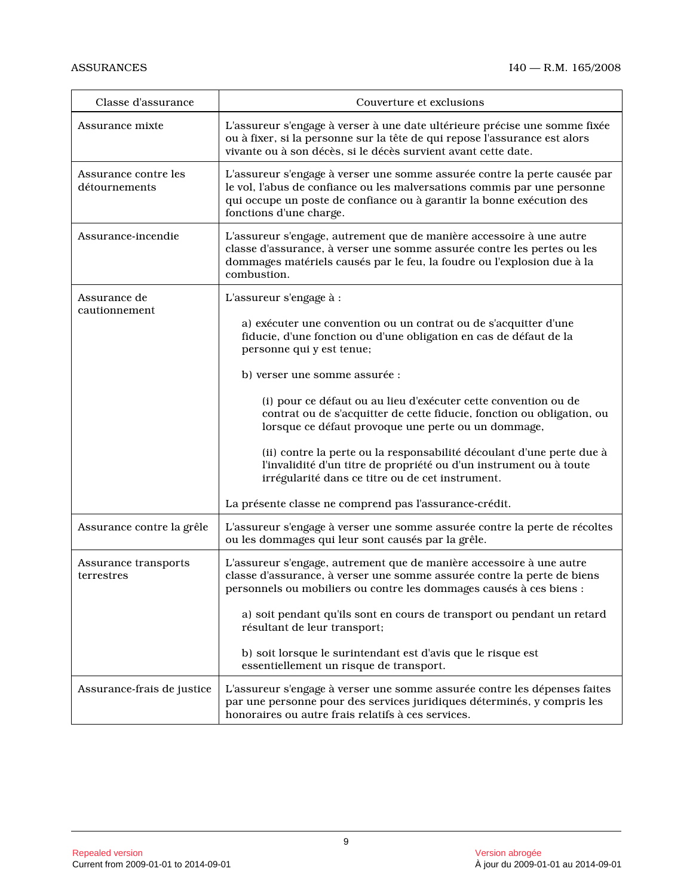| Classe d'assurance | Couverture et exclusions |
|---|---|
| Assurance mixte | L'assureur s'engage à verser à une date ultérieure précise une somme fixée ou à fixer, si la personne sur la tête de qui repose l'assurance est alors vivante ou à son décès, si le décès survient avant cette date. |
| Assurance contre les détournements | L'assureur s'engage à verser une somme assurée contre la perte causée par le vol, l'abus de confiance ou les malversations commis par une personne qui occupe un poste de confiance ou à garantir la bonne exécution des fonctions d'une charge. |
| Assurance-incendie | L'assureur s'engage, autrement que de manière accessoire à une autre classe d'assurance, à verser une somme assurée contre les pertes ou les dommages matériels causés par le feu, la foudre ou l'explosion due à la combustion. |
| Assurance de cautionnement | L'assureur s'engage à : <br><br> a) exécuter une convention ou un contrat ou de s'acquitter d'une fiducie, d'une fonction ou d'une obligation en cas de défaut de la personne qui y est tenue; <br><br> b) verser une somme assurée : <br><br> (i) pour ce défaut ou au lieu d'exécuter cette convention ou de contrat ou de s'acquitter de cette fiducie, fonction ou obligation, ou lorsque ce défaut provoque une perte ou un dommage, <br><br> (ii) contre la perte ou la responsabilité découlant d'une perte due à l'invalidité d'un titre de propriété ou d'un instrument ou à toute irrégularité dans ce titre ou de cet instrument. <br><br> La présente classe ne comprend pas l'assurance-crédit. |
| Assurance contre la grêle | L'assureur s'engage à verser une somme assurée contre la perte de récoltes ou les dommages qui leur sont causés par la grêle. |
| Assurance transports terrestres | L'assureur s'engage, autrement que de manière accessoire à une autre classe d'assurance, à verser une somme assurée contre la perte de biens personnels ou mobiliers ou contre les dommages causés à ces biens : <br><br> a) soit pendant qu'ils sont en cours de transport ou pendant un retard résultant de leur transport; <br><br> b) soit lorsque le surintendant est d'avis que le risque est essentiellement un risque de transport. |
| Assurance-frais de justice | L'assureur s'engage à verser une somme assurée contre les dépenses faites par une personne pour des services juridiques déterminés, y compris les honoraires ou autre frais relatifs à ces services. |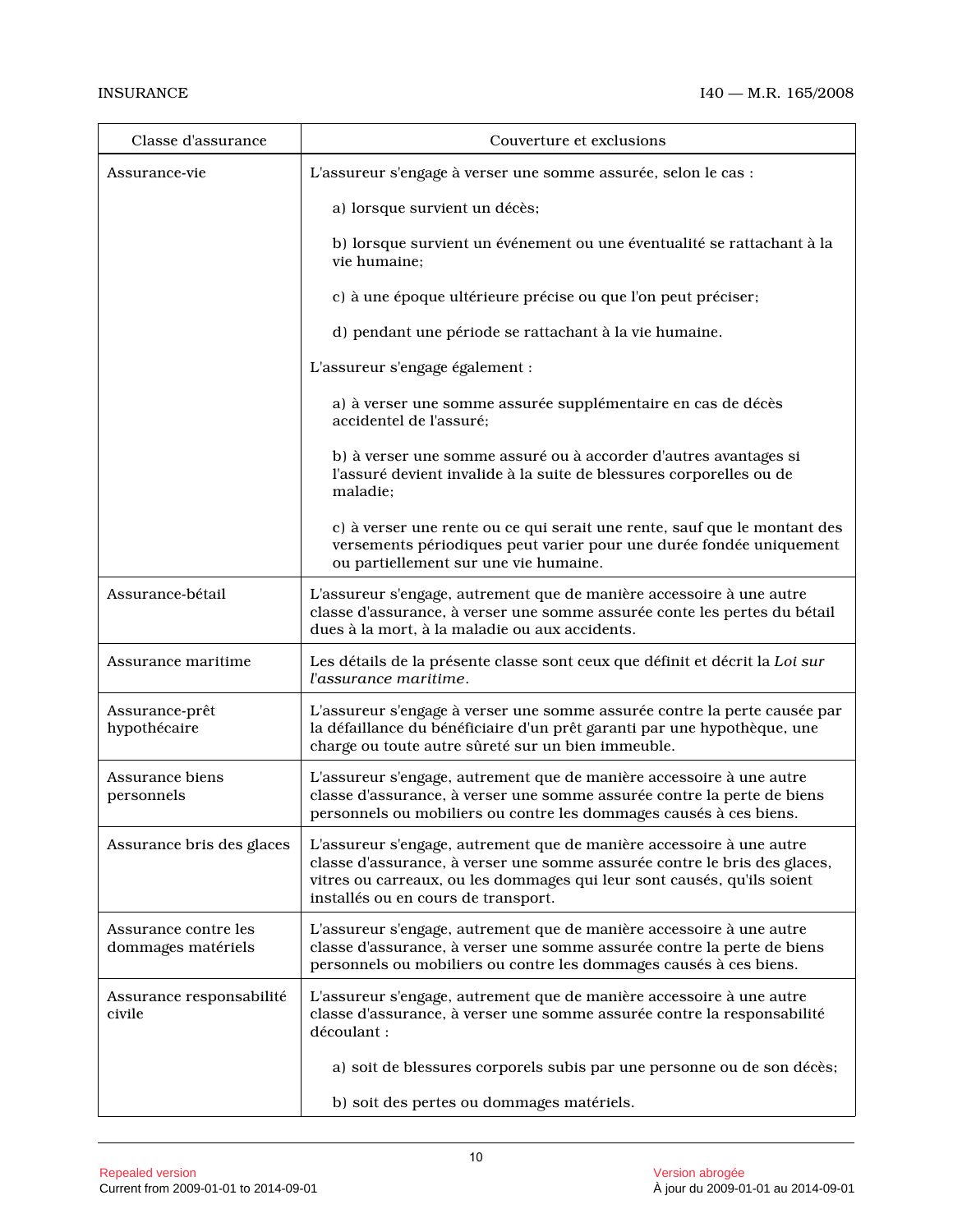| Classe d'assurance | Couverture et exclusions |
|---|---|
| Assurance-vie | L'assureur s'engage à verser une somme assurée, selon le cas :<br><br>a) lorsque survient un décès;<br><br>b) lorsque survient un événement ou une éventualité se rattachant à la vie humaine;<br><br>c) à une époque ultérieure précise ou que l'on peut préciser;<br><br>d) pendant une période se rattachant à la vie humaine.<br><br>L'assureur s'engage également :<br><br>a) à verser une somme assurée supplémentaire en cas de décès accidentel de l'assuré;<br><br>b) à verser une somme assuré ou à accorder d'autres avantages si l'assuré devient invalide à la suite de blessures corporelles ou de maladie;<br><br>c) à verser une rente ou ce qui serait une rente, sauf que le montant des versements périodiques peut varier pour une durée fondée uniquement ou partiellement sur une vie humaine. |
| Assurance-bétail | L'assureur s'engage, autrement que de manière accessoire à une autre classe d'assurance, à verser une somme assurée conte les pertes du bétail dues à la mort, à la maladie ou aux accidents. |
| Assurance maritime | Les détails de la présente classe sont ceux que définit et décrit la *Loi sur l'assurance maritime*. |
| Assurance-prêt hypothécaire | L'assureur s'engage à verser une somme assurée contre la perte causée par la défaillance du bénéficiaire d'un prêt garanti par une hypothèque, une charge ou toute autre sûreté sur un bien immeuble. |
| Assurance biens personnels | L'assureur s'engage, autrement que de manière accessoire à une autre classe d'assurance, à verser une somme assurée contre la perte de biens personnels ou mobiliers ou contre les dommages causés à ces biens. |
| Assurance bris des glaces | L'assureur s'engage, autrement que de manière accessoire à une autre classe d'assurance, à verser une somme assurée contre le bris des glaces, vitres ou carreaux, ou les dommages qui leur sont causés, qu'ils soient installés ou en cours de transport. |
| Assurance contre les dommages matériels | L'assureur s'engage, autrement que de manière accessoire à une autre classe d'assurance, à verser une somme assurée contre la perte de biens personnels ou mobiliers ou contre les dommages causés à ces biens. |
| Assurance responsabilité civile | L'assureur s'engage, autrement que de manière accessoire à une autre classe d'assurance, à verser une somme assurée contre la responsabilité découlant :<br><br>a) soit de blessures corporels subis par une personne ou de son décès;<br><br>b) soit des pertes ou dommages matériels. |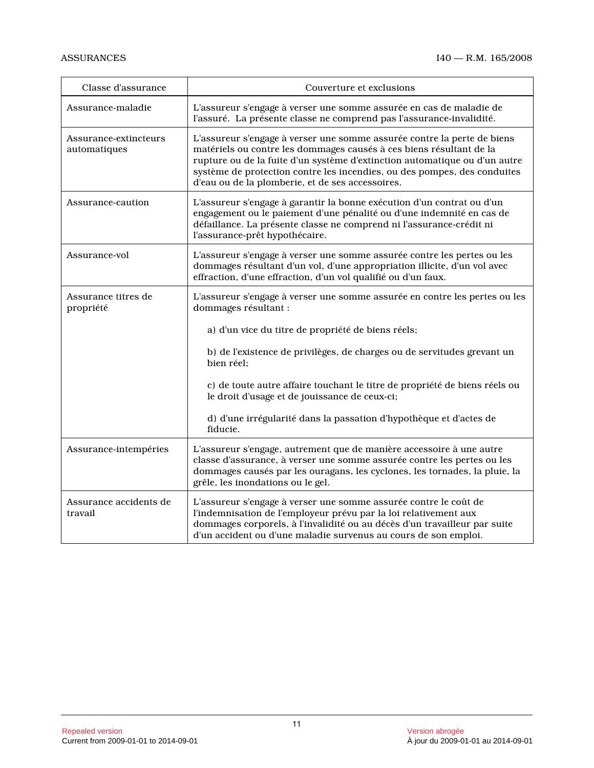| Classe d'assurance | Couverture et exclusions |
|---|---|
| Assurance-maladie | L'assureur s'engage à verser une somme assurée en cas de maladie de l'assuré. La présente classe ne comprend pas l'assurance-invalidité. |
| Assurance-extincteurs automatiques | L'assureur s'engage à verser une somme assurée contre la perte de biens matériels ou contre les dommages causés à ces biens résultant de la rupture ou de la fuite d'un système d'extinction automatique ou d'un autre système de protection contre les incendies, ou des pompes, des conduites d'eau ou de la plomberie, et de ses accessoires. |
| Assurance-caution | L'assureur s'engage à garantir la bonne exécution d'un contrat ou d'un engagement ou le paiement d'une pénalité ou d'une indemnité en cas de défaillance. La présente classe ne comprend ni l'assurance-crédit ni l'assurance-prêt hypothécaire. |
| Assurance-vol | L'assureur s'engage à verser une somme assurée contre les pertes ou les dommages résultant d'un vol, d'une appropriation illicite, d'un vol avec effraction, d'une effraction, d'un vol qualifié ou d'un faux. |
| Assurance titres de propriété | L'assureur s'engage à verser une somme assurée en contre les pertes ou les dommages résultant :<br><br>a) d'un vice du titre de propriété de biens réels;<br><br>b) de l'existence de privilèges, de charges ou de servitudes grevant un bien réel;<br><br>c) de toute autre affaire touchant le titre de propriété de biens réels ou le droit d'usage et de jouissance de ceux-ci;<br><br>d) d'une irrégularité dans la passation d'hypothèque et d'actes de fiducie. |
| Assurance-intempéries | L'assureur s'engage, autrement que de manière accessoire à une autre classe d'assurance, à verser une somme assurée contre les pertes ou les dommages causés par les ouragans, les cyclones, les tornades, la pluie, la grêle, les inondations ou le gel. |
| Assurance accidents de travail | L'assureur s'engage à verser une somme assurée contre le coût de l'indemnisation de l'employeur prévu par la loi relativement aux dommages corporels, à l'invalidité ou au décès d'un travailleur par suite d'un accident ou d'une maladie survenus au cours de son emploi. |